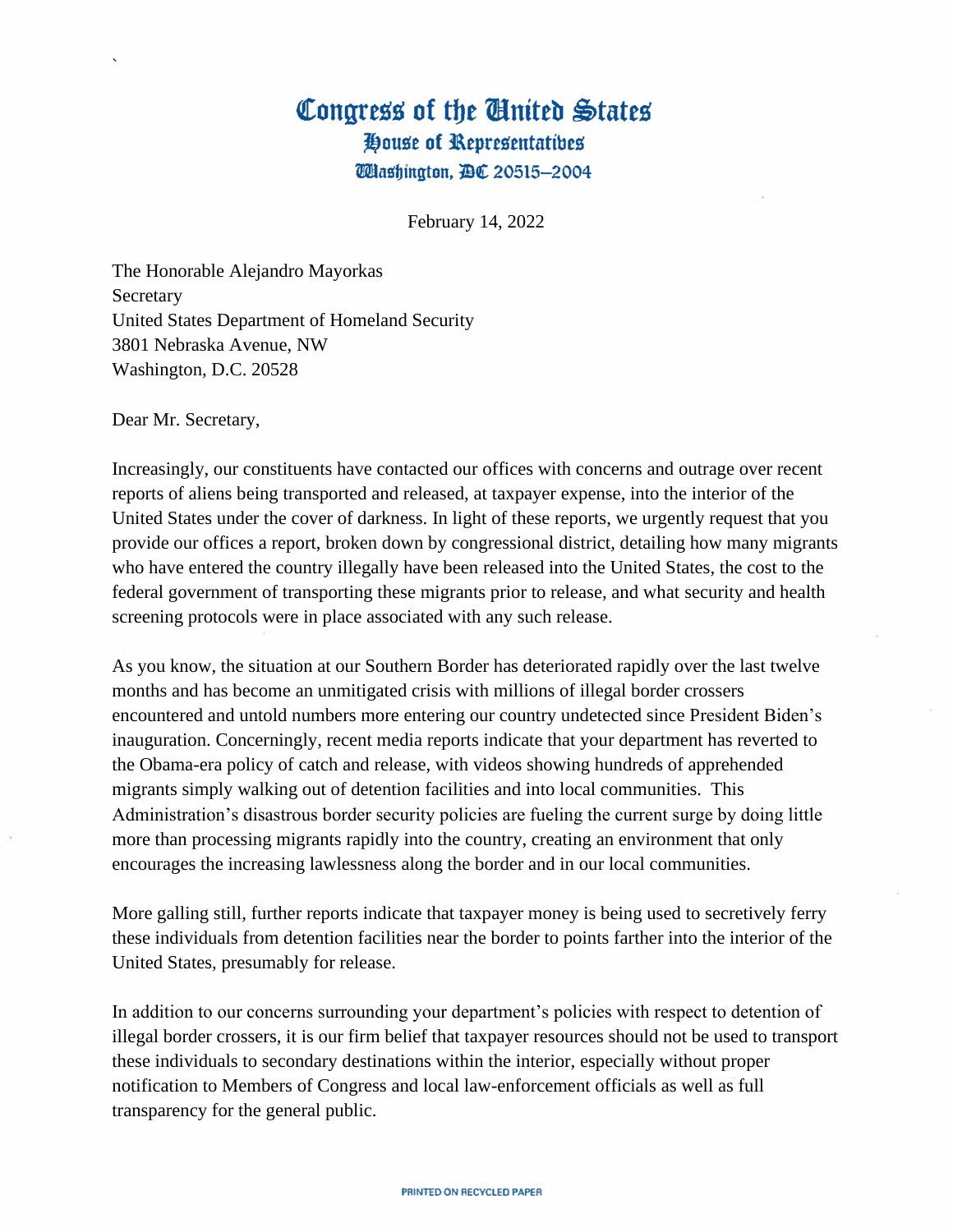# Congress of the United States
## House of Representatives
### Washington, DC 20515–2004

February 14, 2022

The Honorable Alejandro Mayorkas
Secretary
United States Department of Homeland Security
3801 Nebraska Avenue, NW
Washington, D.C. 20528

Dear Mr. Secretary,

Increasingly, our constituents have contacted our offices with concerns and outrage over recent reports of aliens being transported and released, at taxpayer expense, into the interior of the United States under the cover of darkness. In light of these reports, we urgently request that you provide our offices a report, broken down by congressional district, detailing how many migrants who have entered the country illegally have been released into the United States, the cost to the federal government of transporting these migrants prior to release, and what security and health screening protocols were in place associated with any such release.

As you know, the situation at our Southern Border has deteriorated rapidly over the last twelve months and has become an unmitigated crisis with millions of illegal border crossers encountered and untold numbers more entering our country undetected since President Biden's inauguration. Concerningly, recent media reports indicate that your department has reverted to the Obama-era policy of catch and release, with videos showing hundreds of apprehended migrants simply walking out of detention facilities and into local communities. This Administration's disastrous border security policies are fueling the current surge by doing little more than processing migrants rapidly into the country, creating an environment that only encourages the increasing lawlessness along the border and in our local communities.

More galling still, further reports indicate that taxpayer money is being used to secretively ferry these individuals from detention facilities near the border to points farther into the interior of the United States, presumably for release.

In addition to our concerns surrounding your department's policies with respect to detention of illegal border crossers, it is our firm belief that taxpayer resources should not be used to transport these individuals to secondary destinations within the interior, especially without proper notification to Members of Congress and local law-enforcement officials as well as full transparency for the general public.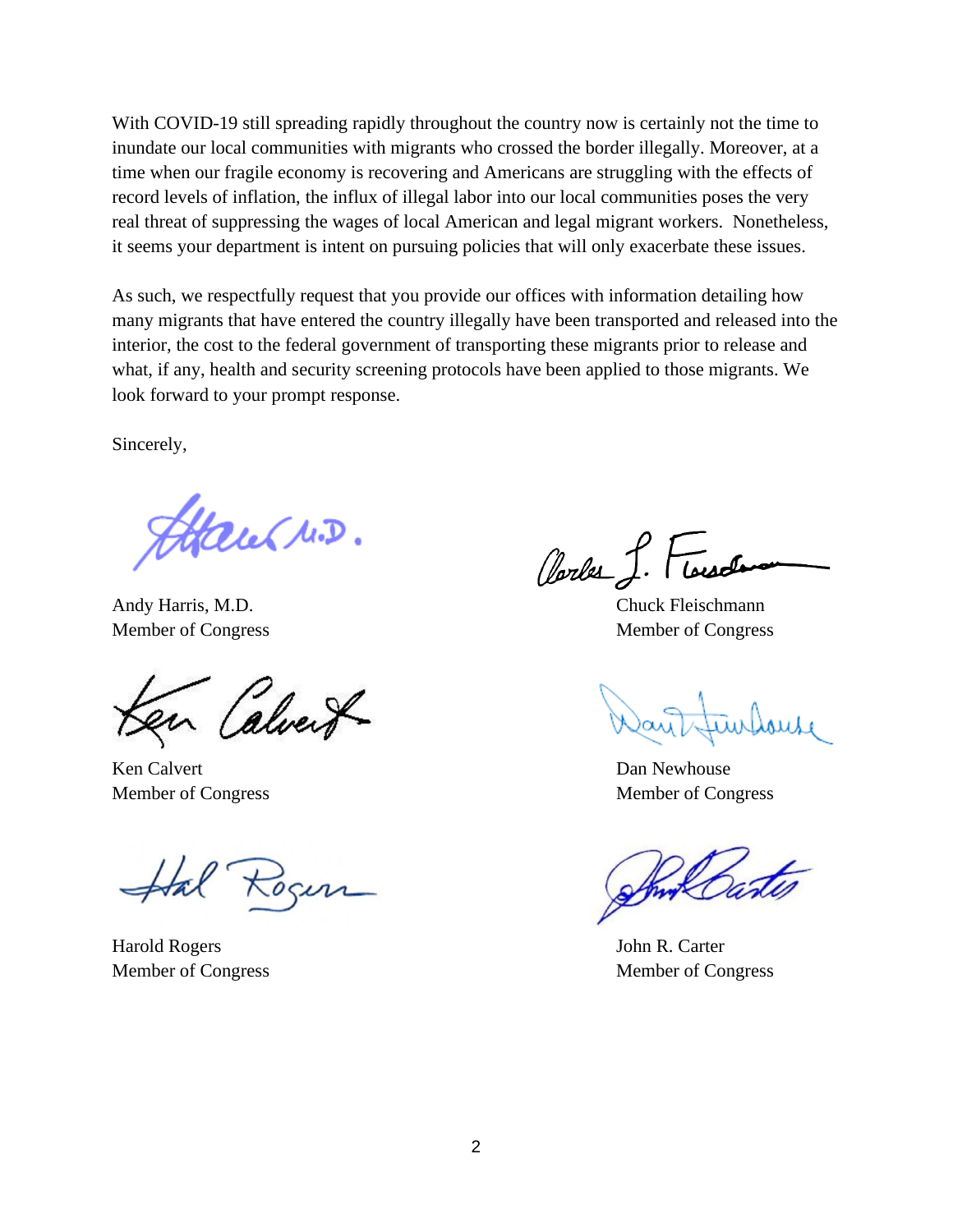With COVID-19 still spreading rapidly throughout the country now is certainly not the time to inundate our local communities with migrants who crossed the border illegally. Moreover, at a time when our fragile economy is recovering and Americans are struggling with the effects of record levels of inflation, the influx of illegal labor into our local communities poses the very real threat of suppressing the wages of local American and legal migrant workers. Nonetheless, it seems your department is intent on pursuing policies that will only exacerbate these issues.

As such, we respectfully request that you provide our offices with information detailing how many migrants that have entered the country illegally have been transported and released into the interior, the cost to the federal government of transporting these migrants prior to release and what, if any, health and security screening protocols have been applied to those migrants. We look forward to your prompt response.

Sincerely,

Andy Harris, M.D.
Member of Congress

Chuck Fleischmann
Member of Congress

Ken Calvert
Member of Congress

Dan Newhouse
Member of Congress

Harold Rogers
Member of Congress

John R. Carter
Member of Congress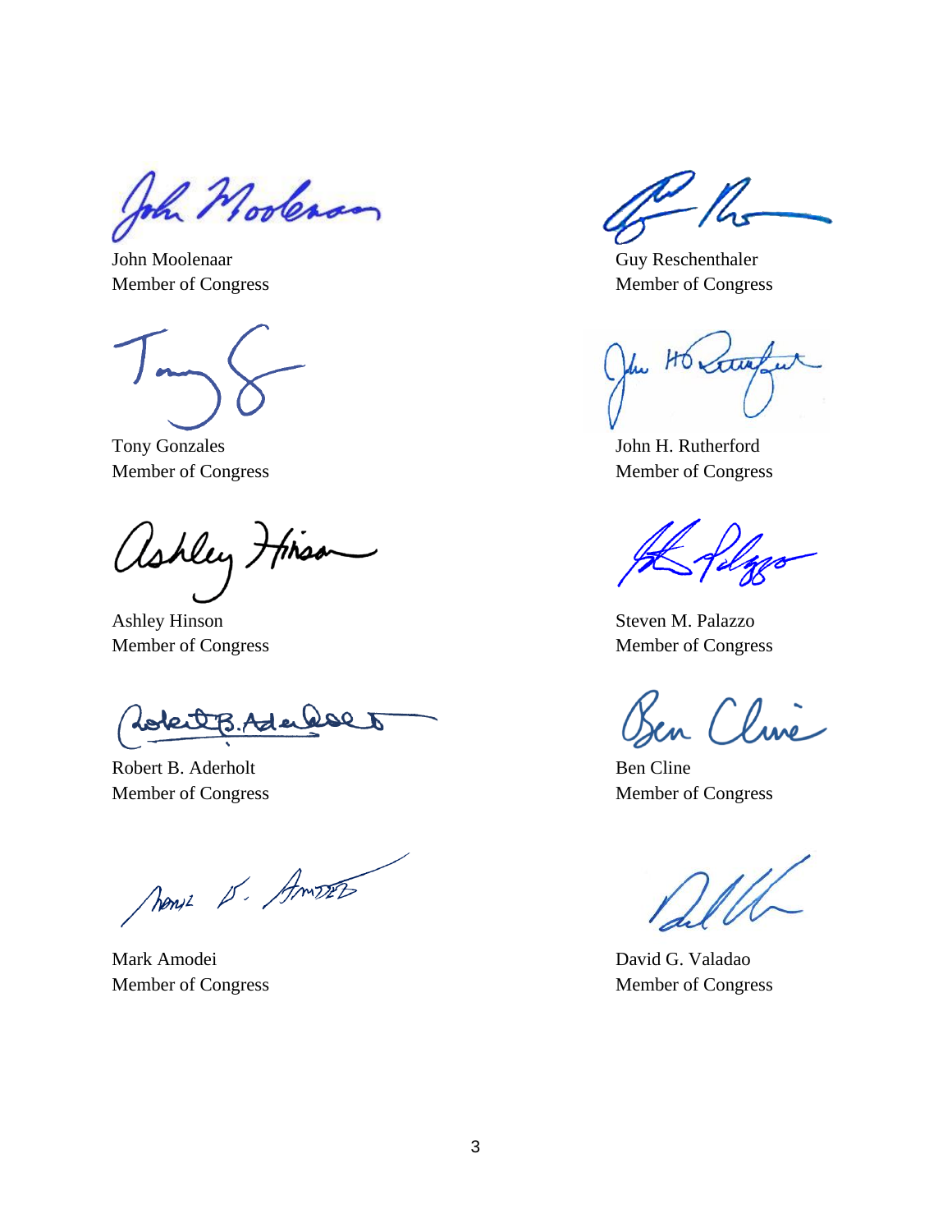John Moolenaar
Member of Congress

Guy Reschenthaler
Member of Congress

Tony Gonzales
Member of Congress

John H. Rutherford
Member of Congress

Ashley Hinson
Member of Congress

Steven M. Palazzo
Member of Congress

Robert B. Aderholt
Member of Congress

Ben Cline
Member of Congress

Mark Amodei
Member of Congress

David G. Valadao
Member of Congress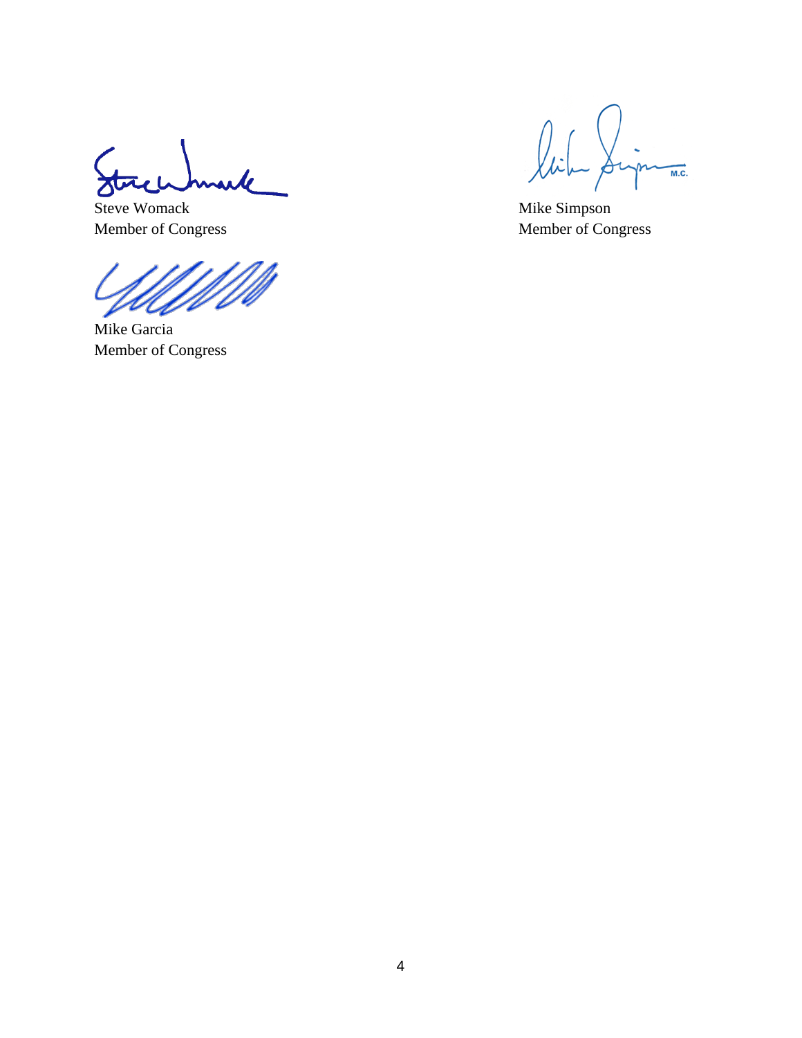Steve Womack
Member of Congress

Mike Simpson
Member of Congress

Mike Garcia
Member of Congress